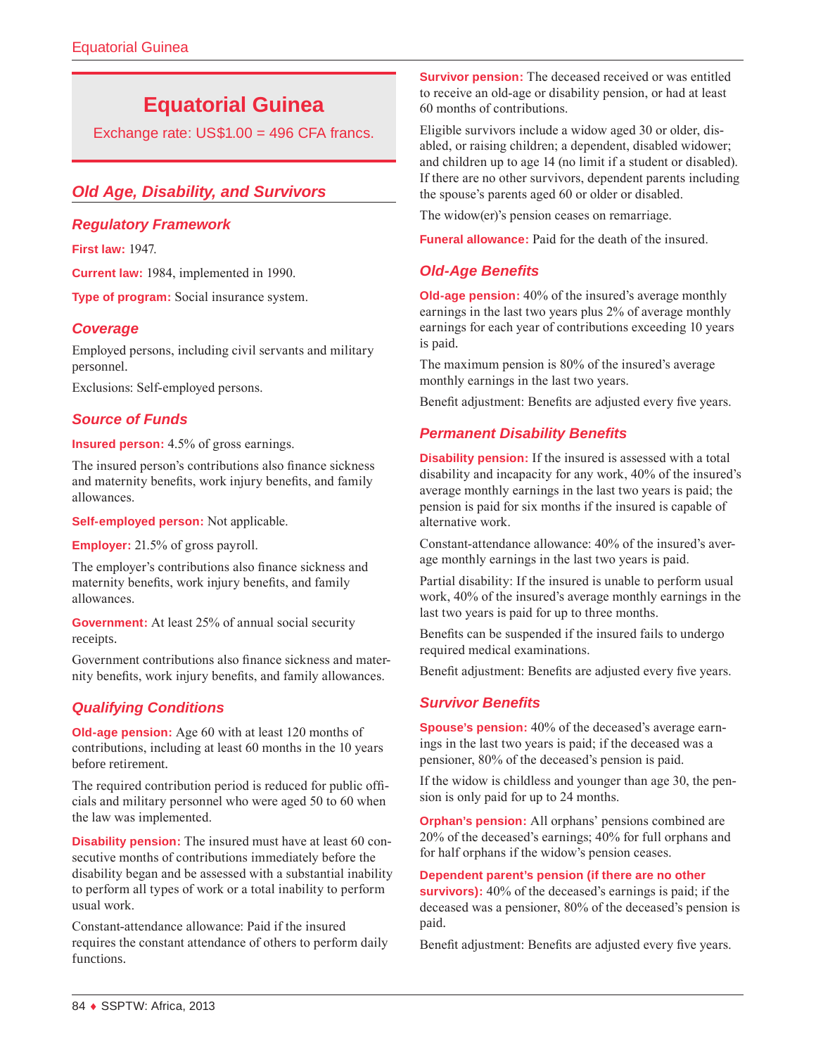# Equatorial Guinea

Exchange rate: US$1.00 = 496 CFA francs.

## Old Age, Disability, and Survivors

### Regulatory Framework

**First law:** 1947.

**Current law:** 1984, implemented in 1990.

**Type of program:** Social insurance system.

### Coverage

Employed persons, including civil servants and military personnel.

Exclusions: Self-employed persons.

### Source of Funds

**Insured person:** 4.5% of gross earnings.

The insured person's contributions also finance sickness and maternity benefits, work injury benefits, and family allowances.

**Self-employed person:** Not applicable.

**Employer:** 21.5% of gross payroll.

The employer's contributions also finance sickness and maternity benefits, work injury benefits, and family allowances.

**Government:** At least 25% of annual social security receipts.

Government contributions also finance sickness and maternity benefits, work injury benefits, and family allowances.

### Qualifying Conditions

**Old-age pension:** Age 60 with at least 120 months of contributions, including at least 60 months in the 10 years before retirement.

The required contribution period is reduced for public officials and military personnel who were aged 50 to 60 when the law was implemented.

**Disability pension:** The insured must have at least 60 consecutive months of contributions immediately before the disability began and be assessed with a substantial inability to perform all types of work or a total inability to perform usual work.

Constant-attendance allowance: Paid if the insured requires the constant attendance of others to perform daily functions.

**Survivor pension:** The deceased received or was entitled to receive an old-age or disability pension, or had at least 60 months of contributions.

Eligible survivors include a widow aged 30 or older, disabled, or raising children; a dependent, disabled widower; and children up to age 14 (no limit if a student or disabled). If there are no other survivors, dependent parents including the spouse's parents aged 60 or older or disabled.

The widow(er)'s pension ceases on remarriage.

**Funeral allowance:** Paid for the death of the insured.

### Old-Age Benefits

**Old-age pension:** 40% of the insured's average monthly earnings in the last two years plus 2% of average monthly earnings for each year of contributions exceeding 10 years is paid.

The maximum pension is 80% of the insured's average monthly earnings in the last two years.

Benefit adjustment: Benefits are adjusted every five years.

### Permanent Disability Benefits

**Disability pension:** If the insured is assessed with a total disability and incapacity for any work, 40% of the insured's average monthly earnings in the last two years is paid; the pension is paid for six months if the insured is capable of alternative work.

Constant-attendance allowance: 40% of the insured's average monthly earnings in the last two years is paid.

Partial disability: If the insured is unable to perform usual work, 40% of the insured's average monthly earnings in the last two years is paid for up to three months.

Benefits can be suspended if the insured fails to undergo required medical examinations.

Benefit adjustment: Benefits are adjusted every five years.

### Survivor Benefits

**Spouse's pension:** 40% of the deceased's average earnings in the last two years is paid; if the deceased was a pensioner, 80% of the deceased's pension is paid.

If the widow is childless and younger than age 30, the pension is only paid for up to 24 months.

**Orphan's pension:** All orphans' pensions combined are 20% of the deceased's earnings; 40% for full orphans and for half orphans if the widow's pension ceases.

**Dependent parent's pension (if there are no other survivors):** 40% of the deceased's earnings is paid; if the deceased was a pensioner, 80% of the deceased's pension is paid.

Benefit adjustment: Benefits are adjusted every five years.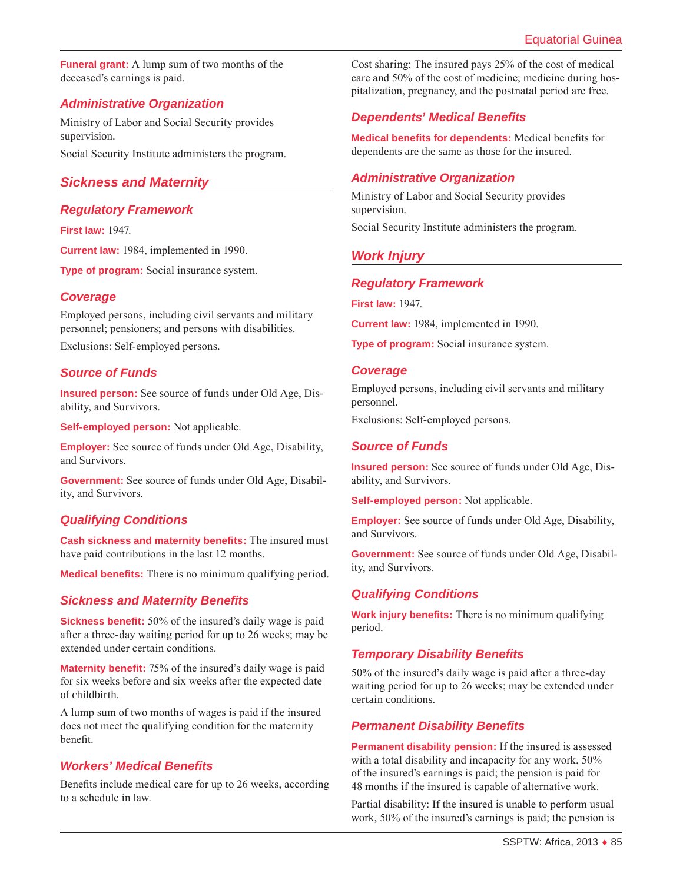**Funeral grant:** A lump sum of two months of the deceased's earnings is paid.

### Administrative Organization

Ministry of Labor and Social Security provides supervision.

Social Security Institute administers the program.

## Sickness and Maternity

### Regulatory Framework

**First law:** 1947.

**Current law:** 1984, implemented in 1990.

**Type of program:** Social insurance system.

### Coverage

Employed persons, including civil servants and military personnel; pensioners; and persons with disabilities.

Exclusions: Self-employed persons.

### Source of Funds

**Insured person:** See source of funds under Old Age, Disability, and Survivors.

**Self-employed person:** Not applicable.

**Employer:** See source of funds under Old Age, Disability, and Survivors.

**Government:** See source of funds under Old Age, Disability, and Survivors.

### Qualifying Conditions

**Cash sickness and maternity benefits:** The insured must have paid contributions in the last 12 months.

**Medical benefits:** There is no minimum qualifying period.

### Sickness and Maternity Benefits

**Sickness benefit:** 50% of the insured's daily wage is paid after a three-day waiting period for up to 26 weeks; may be extended under certain conditions.

**Maternity benefit:** 75% of the insured's daily wage is paid for six weeks before and six weeks after the expected date of childbirth.

A lump sum of two months of wages is paid if the insured does not meet the qualifying condition for the maternity benefit.

### Workers' Medical Benefits

Benefits include medical care for up to 26 weeks, according to a schedule in law.

Cost sharing: The insured pays 25% of the cost of medical care and 50% of the cost of medicine; medicine during hospitalization, pregnancy, and the postnatal period are free.

### Dependents' Medical Benefits

**Medical benefits for dependents:** Medical benefits for dependents are the same as those for the insured.

### Administrative Organization

Ministry of Labor and Social Security provides supervision.

Social Security Institute administers the program.

## Work Injury

### Regulatory Framework

**First law:** 1947.

**Current law:** 1984, implemented in 1990.

**Type of program:** Social insurance system.

### Coverage

Employed persons, including civil servants and military personnel.

Exclusions: Self-employed persons.

### Source of Funds

**Insured person:** See source of funds under Old Age, Disability, and Survivors.

**Self-employed person:** Not applicable.

**Employer:** See source of funds under Old Age, Disability, and Survivors.

**Government:** See source of funds under Old Age, Disability, and Survivors.

### Qualifying Conditions

**Work injury benefits:** There is no minimum qualifying period.

### Temporary Disability Benefits

50% of the insured's daily wage is paid after a three-day waiting period for up to 26 weeks; may be extended under certain conditions.

### Permanent Disability Benefits

**Permanent disability pension:** If the insured is assessed with a total disability and incapacity for any work, 50% of the insured's earnings is paid; the pension is paid for 48 months if the insured is capable of alternative work.

Partial disability: If the insured is unable to perform usual work, 50% of the insured's earnings is paid; the pension is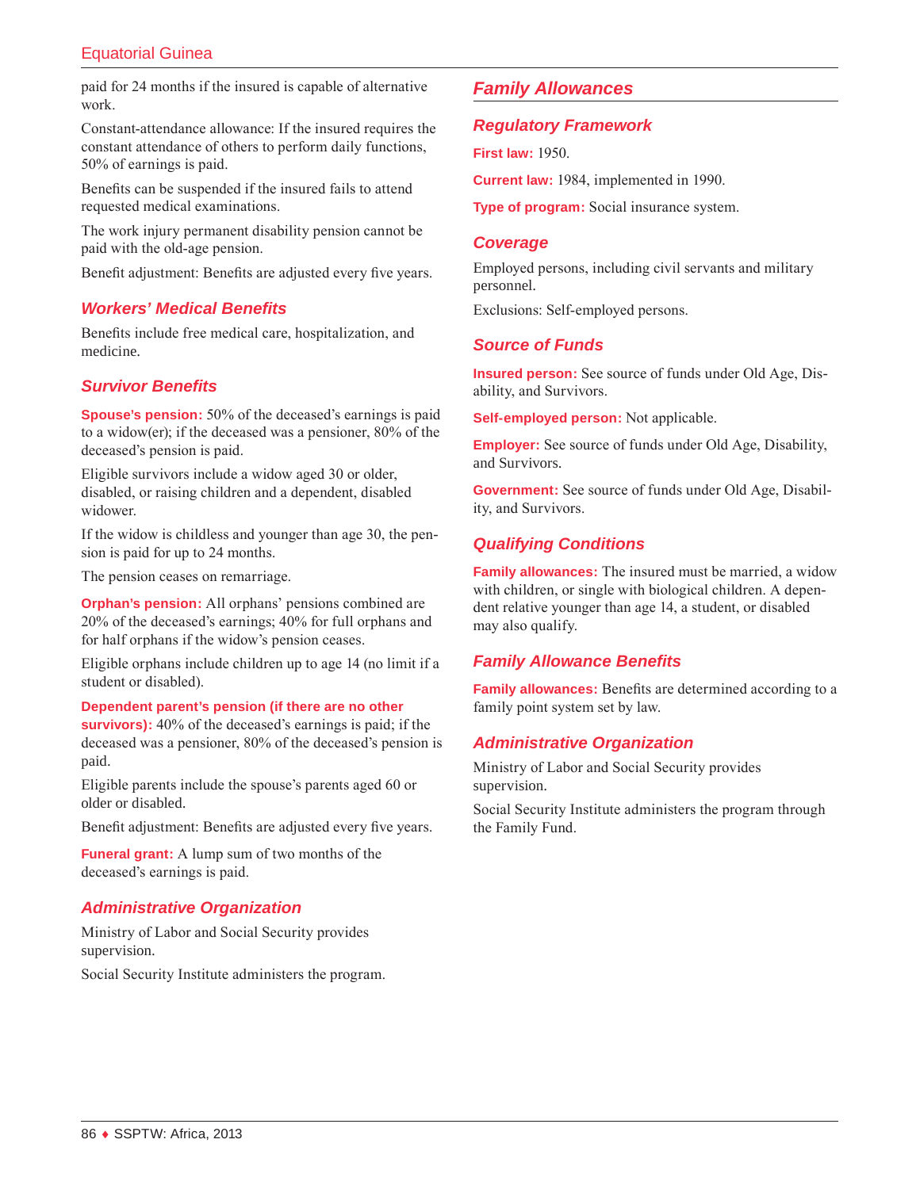paid for 24 months if the insured is capable of alternative work.

Constant-attendance allowance: If the insured requires the constant attendance of others to perform daily functions, 50% of earnings is paid.

Benefits can be suspended if the insured fails to attend requested medical examinations.

The work injury permanent disability pension cannot be paid with the old-age pension.

Benefit adjustment: Benefits are adjusted every five years.

### Workers' Medical Benefits

Benefits include free medical care, hospitalization, and medicine.

### Survivor Benefits

**Spouse's pension:** 50% of the deceased's earnings is paid to a widow(er); if the deceased was a pensioner, 80% of the deceased's pension is paid.

Eligible survivors include a widow aged 30 or older, disabled, or raising children and a dependent, disabled widower.

If the widow is childless and younger than age 30, the pension is paid for up to 24 months.

The pension ceases on remarriage.

**Orphan's pension:** All orphans' pensions combined are 20% of the deceased's earnings; 40% for full orphans and for half orphans if the widow's pension ceases.

Eligible orphans include children up to age 14 (no limit if a student or disabled).

**Dependent parent's pension (if there are no other survivors):** 40% of the deceased's earnings is paid; if the deceased was a pensioner, 80% of the deceased's pension is paid.

Eligible parents include the spouse's parents aged 60 or older or disabled.

Benefit adjustment: Benefits are adjusted every five years.

**Funeral grant:** A lump sum of two months of the deceased's earnings is paid.

### Administrative Organization

Ministry of Labor and Social Security provides supervision.

Social Security Institute administers the program.

## Family Allowances

### Regulatory Framework

**First law:** 1950.

**Current law:** 1984, implemented in 1990.

**Type of program:** Social insurance system.

### Coverage

Employed persons, including civil servants and military personnel.

Exclusions: Self-employed persons.

### Source of Funds

**Insured person:** See source of funds under Old Age, Disability, and Survivors.

**Self-employed person:** Not applicable.

**Employer:** See source of funds under Old Age, Disability, and Survivors.

**Government:** See source of funds under Old Age, Disability, and Survivors.

### Qualifying Conditions

**Family allowances:** The insured must be married, a widow with children, or single with biological children. A dependent relative younger than age 14, a student, or disabled may also qualify.

### Family Allowance Benefits

**Family allowances:** Benefits are determined according to a family point system set by law.

### Administrative Organization

Ministry of Labor and Social Security provides supervision.

Social Security Institute administers the program through the Family Fund.